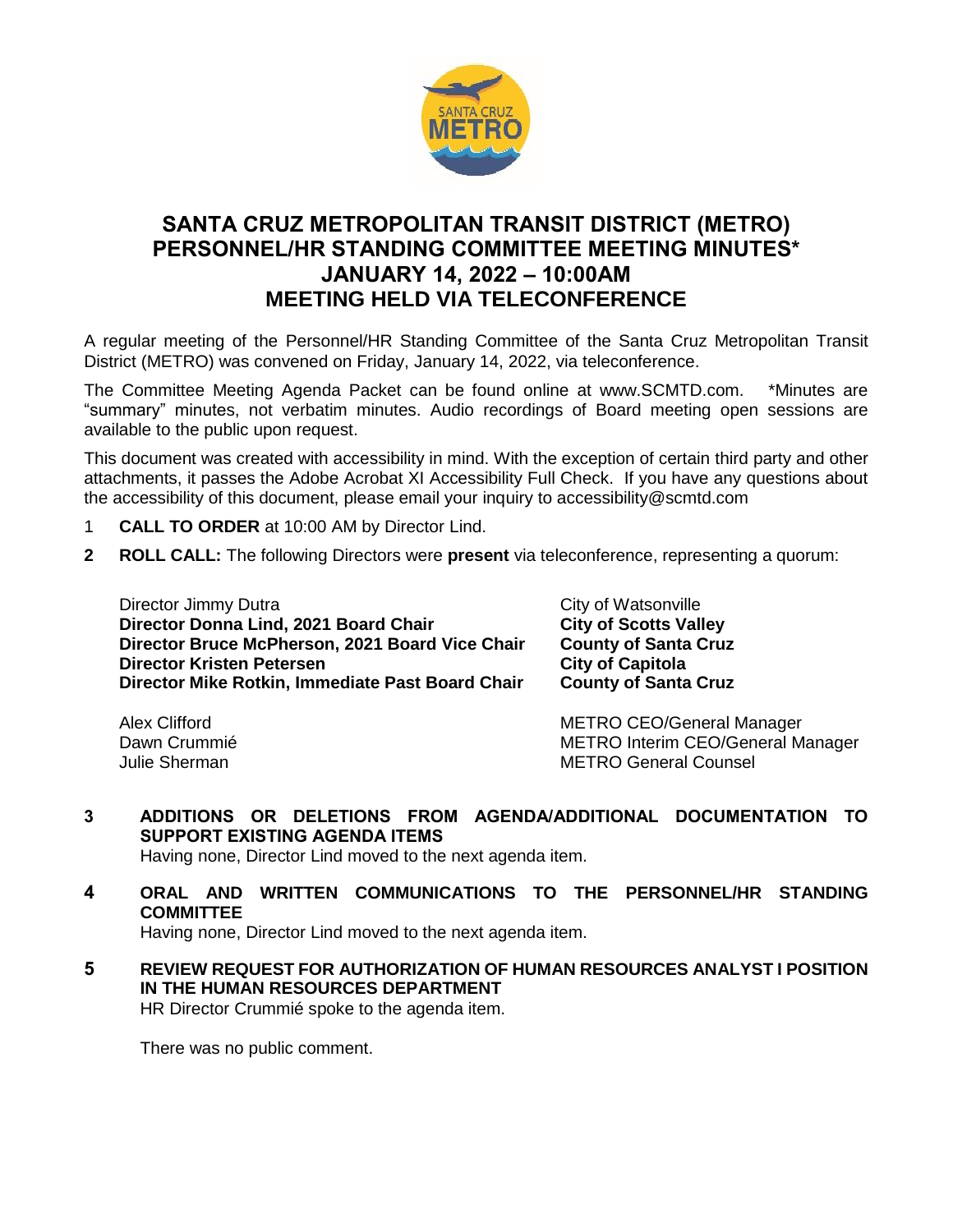# SANTA CRUZ METROPOLITAN TRANSIT DISTRICT (METRO) PERSONNEL/HR STANDING COMMITTEE MEETING MINUTES* JANUARY 14, 2022 – 10:00AM MEETING HELD VIA TELECONFERENCE

A regular meeting of the Personnel/HR Standing Committee of the Santa Cruz Metropolitan Transit District (METRO) was convened on Friday, January 14, 2022, via teleconference.

The Committee Meeting Agenda Packet can be found online at www.SCMTD.com. *Minutes are "summary" minutes, not verbatim minutes. Audio recordings of Board meeting open sessions are available to the public upon request.

This document was created with accessibility in mind. With the exception of certain third party and other attachments, it passes the Adobe Acrobat XI Accessibility Full Check. If you have any questions about the accessibility of this document, please email your inquiry to accessibility@scmtd.com

1 **CALL TO ORDER** at 10:00 AM by Director Lind.

**2 ROLL CALL:** The following Directors were **present** via teleconference, representing a quorum:

| | |
|---|---|
| Director Jimmy Dutra | City of Watsonville |
| **Director Donna Lind, 2021 Board Chair** | **City of Scotts Valley** |
| **Director Bruce McPherson, 2021 Board Vice Chair** | **County of Santa Cruz** |
| **Director Kristen Petersen** | **City of Capitola** |
| **Director Mike Rotkin, Immediate Past Board Chair** | **County of Santa Cruz** |

| | |
|---|---|
| Alex Clifford | METRO CEO/General Manager |
| Dawn Crummié | METRO Interim CEO/General Manager |
| Julie Sherman | METRO General Counsel |

**3 ADDITIONS OR DELETIONS FROM AGENDA/ADDITIONAL DOCUMENTATION TO SUPPORT EXISTING AGENDA ITEMS**

Having none, Director Lind moved to the next agenda item.

**4 ORAL AND WRITTEN COMMUNICATIONS TO THE PERSONNEL/HR STANDING COMMITTEE**

Having none, Director Lind moved to the next agenda item.

**5 REVIEW REQUEST FOR AUTHORIZATION OF HUMAN RESOURCES ANALYST I POSITION IN THE HUMAN RESOURCES DEPARTMENT**

HR Director Crummié spoke to the agenda item.

There was no public comment.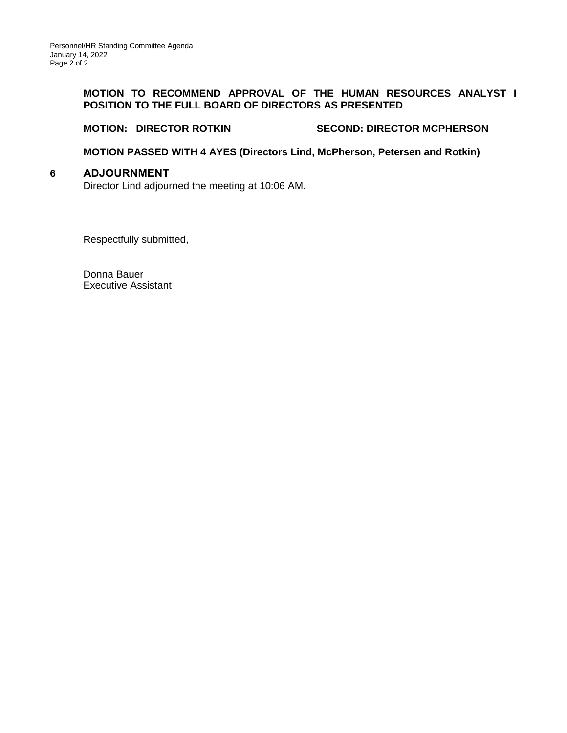**MOTION TO RECOMMEND APPROVAL OF THE HUMAN RESOURCES ANALYST I POSITION TO THE FULL BOARD OF DIRECTORS AS PRESENTED**

**MOTION: DIRECTOR ROTKIN** **SECOND: DIRECTOR MCPHERSON**

**MOTION PASSED WITH 4 AYES (Directors Lind, McPherson, Petersen and Rotkin)**

## 6 ADJOURNMENT

Director Lind adjourned the meeting at 10:06 AM.

Respectfully submitted,

Donna Bauer
Executive Assistant